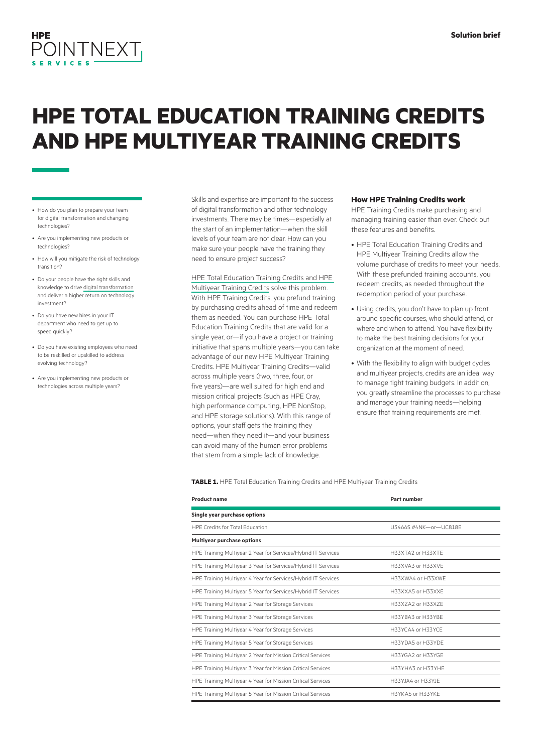# HPE TOTAL EDUCATION TRAINING CREDITS AND HPE MULTIYEAR TRAINING CREDITS

- How do you plan to prepare your team for digital transformation and changing technologies?
- Are you implementing new products or technologies?
- How will you mitigate the risk of technology transition?
- Do your people have the right skills and knowledge to drive digital transformation and deliver a higher return on technology investment?
- Do you have new hires in your IT department who need to get up to speed quickly?
- Do you have existing employees who need to be reskilled or upskilled to address evolving technology?
- Are you implementing new products or technologies across multiple years?

Skills and expertise are important to the success of digital transformation and other technology investments. There may be times—especially at the start of an implementation—when the skill levels of your team are not clear. How can you make sure your people have the training they need to ensure project success?

HPE Total Education Training Credits and HPE Multiyear Training Credits solve this problem. With HPE Training Credits, you prefund training by purchasing credits ahead of time and redeem them as needed. You can purchase HPE Total Education Training Credits that are valid for a single year, or—if you have a project or training initiative that spans multiple years—you can take advantage of our new HPE Multiyear Training Credits. HPE Multiyear Training Credits—valid across multiple years (two, three, four, or five years)—are well suited for high end and mission critical projects (such as HPE Cray, high performance computing, HPE NonStop, and HPE storage solutions). With this range of options, your staff gets the training they need—when they need it—and your business can avoid many of the human error problems that stem from a simple lack of knowledge.

### How HPE Training Credits work

HPE Training Credits make purchasing and managing training easier than ever. Check out these features and benefits.

- HPE Total Education Training Credits and HPE Multiyear Training Credits allow the volume purchase of credits to meet your needs. With these prefunded training accounts, you redeem credits, as needed throughout the redemption period of your purchase.
- Using credits, you don't have to plan up front around specific courses, who should attend, or where and when to attend. You have flexibility to make the best training decisions for your organization at the moment of need.
- With the flexibility to align with budget cycles and multiyear projects, credits are an ideal way to manage tight training budgets. In addition, you greatly streamline the processes to purchase and manage your training needs—helping ensure that training requirements are met.

**TABLE 1.** HPE Total Education Training Credits and HPE Multiyear Training Credits

| Product name | Part number |
| --- | --- |
| **Single year purchase options** | |
| HPE Credits for Total Education | U5466S #4NK—or—UC818E |
| **Multiyear purchase options** | |
| HPE Training Multiyear 2 Year for Services/Hybrid IT Services | H33XTA2 or H33XTE |
| HPE Training Multiyear 3 Year for Services/Hybrid IT Services | H33XVA3 or H33XVE |
| HPE Training Multiyear 4 Year for Services/Hybrid IT Services | H33XWA4 or H33XWE |
| HPE Training Multiyear 5 Year for Services/Hybrid IT Services | H33XXA5 or H33XXE |
| HPE Training Multiyear 2 Year for Storage Services | H33XZA2 or H33XZE |
| HPE Training Multiyear 3 Year for Storage Services | H33YBA3 or H33YBE |
| HPE Training Multiyear 4 Year for Storage Services | H33YCA4 or H33YCE |
| HPE Training Multiyear 5 Year for Storage Services | H33YDA5 or H33YDE |
| HPE Training Multiyear 2 Year for Mission Critical Services | H33YGA2 or H33YGE |
| HPE Training Multiyear 3 Year for Mission Critical Services | H33YHA3 or H33YHE |
| HPE Training Multiyear 4 Year for Mission Critical Services | H33YJA4 or H33YJE |
| HPE Training Multiyear 5 Year for Mission Critical Services | H3YKA5 or H33YKE |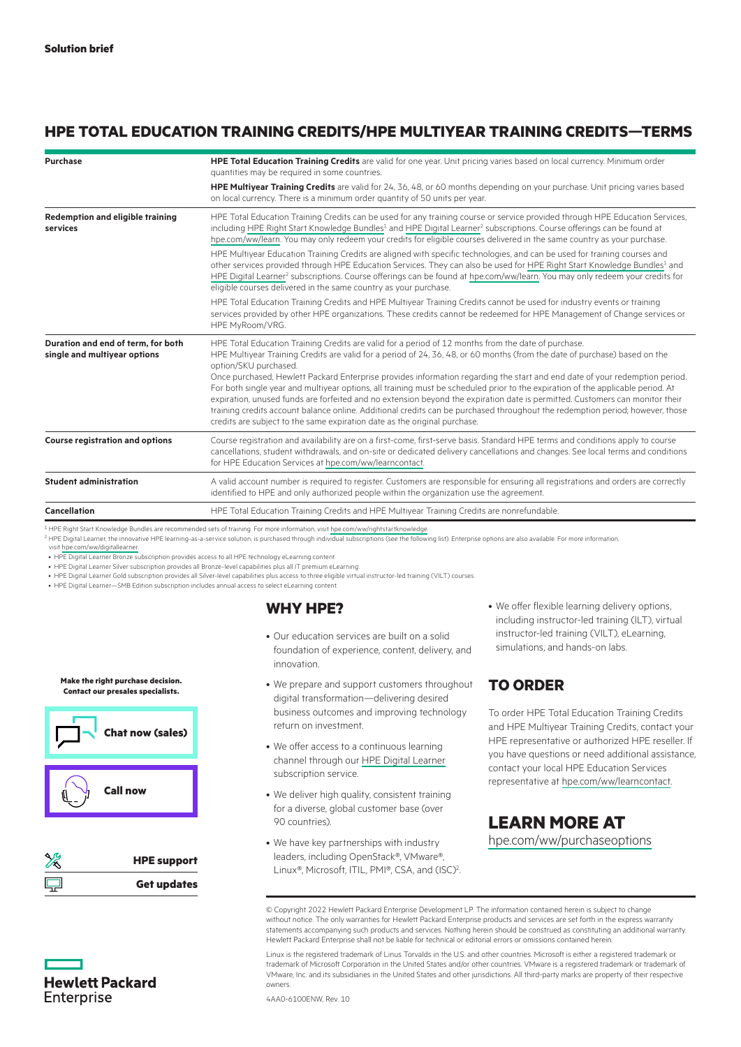**Solution brief**

## HPE TOTAL EDUCATION TRAINING CREDITS/HPE MULTIYEAR TRAINING CREDITS—TERMS

| | |
|---|---|
| **Purchase** | **HPE Total Education Training Credits** are valid for one year. Unit pricing varies based on local currency. Minimum order quantities may be required in some countries.<br><br>**HPE Multiyear Training Credits** are valid for 24, 36, 48, or 60 months depending on your purchase. Unit pricing varies based on local currency. There is a minimum order quantity of 50 units per year. |
| **Redemption and eligible training services** | HPE Total Education Training Credits can be used for any training course or service provided through HPE Education Services, including HPE Right Start Knowledge Bundles[1] and HPE Digital Learner[2] subscriptions. Course offerings can be found at hpe.com/ww/learn. You may only redeem your credits for eligible courses delivered in the same country as your purchase.<br><br>HPE Multiyear Education Training Credits are aligned with specific technologies, and can be used for training courses and other services provided through HPE Education Services. They can also be used for HPE Right Start Knowledge Bundles[1] and HPE Digital Learner[2] subscriptions. Course offerings can be found at hpe.com/ww/learn. You may only redeem your credits for eligible courses delivered in the same country as your purchase.<br><br>HPE Total Education Training Credits and HPE Multiyear Training Credits cannot be used for industry events or training services provided by other HPE organizations. These credits cannot be redeemed for HPE Management of Change services or HPE MyRoom/VRG. |
| **Duration and end of term, for both single and multiyear options** | HPE Total Education Training Credits are valid for a period of 12 months from the date of purchase.<br>HPE Multiyear Training Credits are valid for a period of 24, 36, 48, or 60 months (from the date of purchase) based on the option/SKU purchased.<br>Once purchased, Hewlett Packard Enterprise provides information regarding the start and end date of your redemption period. For both single year and multiyear options, all training must be scheduled prior to the expiration of the applicable period. At expiration, unused funds are forfeited and no extension beyond the expiration date is permitted. Customers can monitor their training credits account balance online. Additional credits can be purchased throughout the redemption period; however, those credits are subject to the same expiration date as the original purchase. |
| **Course registration and options** | Course registration and availability are on a first-come, first-serve basis. Standard HPE terms and conditions apply to course cancellations, student withdrawals, and on-site or dedicated delivery cancellations and changes. See local terms and conditions for HPE Education Services at hpe.com/ww/learncontact. |
| **Student administration** | A valid account number is required to register. Customers are responsible for ensuring all registrations and orders are correctly identified to HPE and only authorized people within the organization use the agreement. |
| **Cancellation** | HPE Total Education Training Credits and HPE Multiyear Training Credits are nonrefundable. |

[1] HPE Right Start Knowledge Bundles are recommended sets of training. For more information, visit hpe.com/ww/rightstartknowledge.

[2] HPE Digital Learner, the innovative HPE learning-as-a-service solution, is purchased through individual subscriptions (see the following list). Enterprise options are also available. For more information, visit hpe.com/ww/digitallearner.

- HPE Digital Learner Bronze subscription provides access to all HPE technology eLearning content.
- HPE Digital Learner Silver subscription provides all Bronze-level capabilities plus all IT premium eLearning.
- HPE Digital Learner Gold subscription provides all Silver-level capabilities plus access to three eligible virtual instructor-led training (VILT) courses.
- HPE Digital Learner—SMB Edition subscription includes annual access to select eLearning content.

## WHY HPE?

- Our education services are built on a solid foundation of experience, content, delivery, and innovation.
- We prepare and support customers throughout digital transformation—delivering desired business outcomes and improving technology return on investment.
- We offer access to a continuous learning channel through our HPE Digital Learner subscription service.
- We deliver high quality, consistent training for a diverse, global customer base (over 90 countries).
- We have key partnerships with industry leaders, including OpenStack®, VMware®, Linux®, Microsoft, ITIL, PMI®, CSA, and (ISC)².
- We offer flexible learning delivery options, including instructor-led training (ILT), virtual instructor-led training (VILT), eLearning, simulations, and hands-on labs.

## TO ORDER

To order HPE Total Education Training Credits and HPE Multiyear Training Credits, contact your HPE representative or authorized HPE reseller. If you have questions or need additional assistance, contact your local HPE Education Services representative at hpe.com/ww/learncontact.

## LEARN MORE AT

hpe.com/ww/purchaseoptions

**Make the right purchase decision. Contact our presales specialists.**

**Chat now (sales)**

**Call now**

**HPE support**

**Get updates**

**Hewlett Packard Enterprise**

© Copyright 2022 Hewlett Packard Enterprise Development LP. The information contained herein is subject to change without notice. The only warranties for Hewlett Packard Enterprise products and services are set forth in the express warranty statements accompanying such products and services. Nothing herein should be construed as constituting an additional warranty. Hewlett Packard Enterprise shall not be liable for technical or editorial errors or omissions contained herein.

Linux is the registered trademark of Linus Torvalds in the U.S. and other countries. Microsoft is either a registered trademark or trademark of Microsoft Corporation in the United States and/or other countries. VMware is a registered trademark or trademark of VMware, Inc. and its subsidiaries in the United States and other jurisdictions. All third-party marks are property of their respective owners.

4AA0-6100ENW, Rev. 10